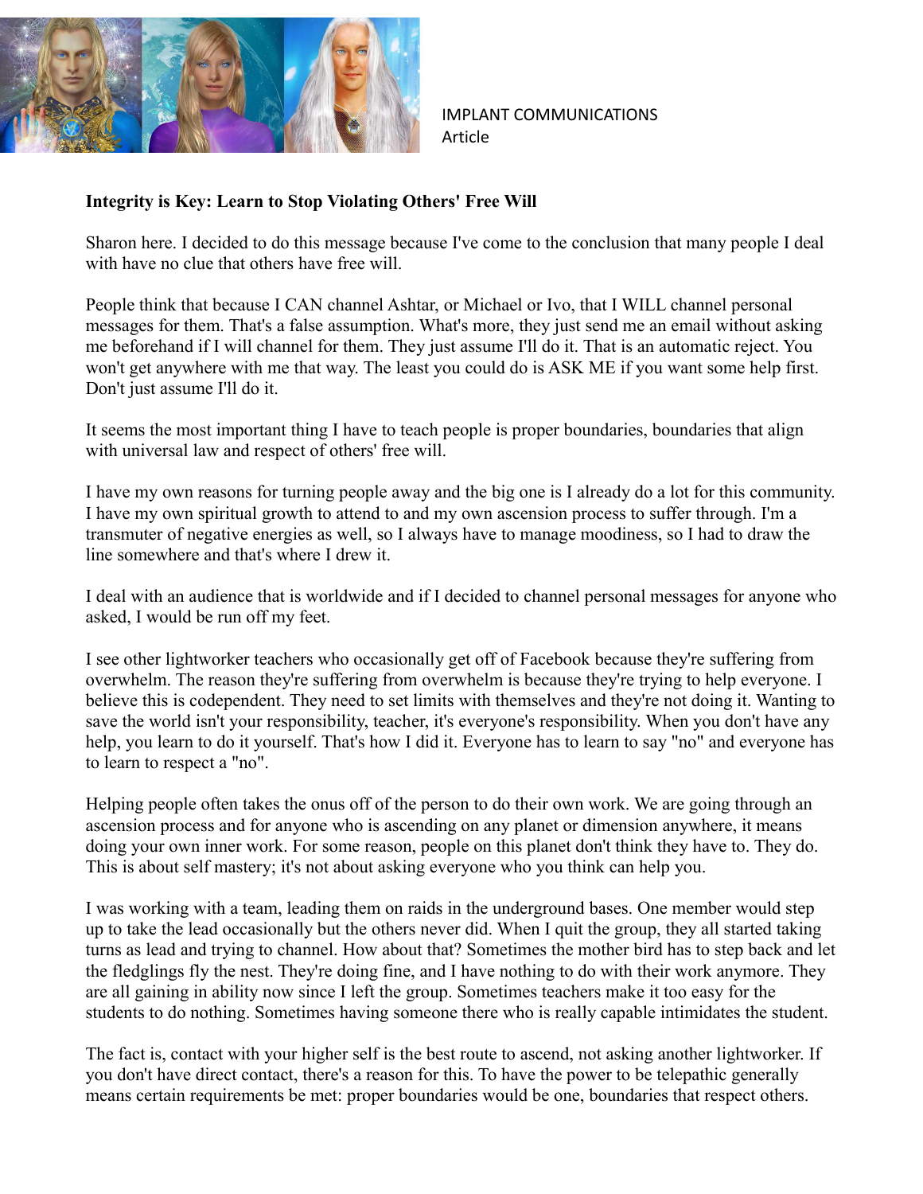IMPLANT COMMUNICATIONS
Article

**Integrity is Key: Learn to Stop Violating Others' Free Will**

Sharon here. I decided to do this message because I've come to the conclusion that many people I deal with have no clue that others have free will.

People think that because I CAN channel Ashtar, or Michael or Ivo, that I WILL channel personal messages for them. That's a false assumption. What's more, they just send me an email without asking me beforehand if I will channel for them. They just assume I'll do it. That is an automatic reject. You won't get anywhere with me that way. The least you could do is ASK ME if you want some help first. Don't just assume I'll do it.

It seems the most important thing I have to teach people is proper boundaries, boundaries that align with universal law and respect of others' free will.

I have my own reasons for turning people away and the big one is I already do a lot for this community. I have my own spiritual growth to attend to and my own ascension process to suffer through. I'm a transmuter of negative energies as well, so I always have to manage moodiness, so I had to draw the line somewhere and that's where I drew it.

I deal with an audience that is worldwide and if I decided to channel personal messages for anyone who asked, I would be run off my feet.

I see other lightworker teachers who occasionally get off of Facebook because they're suffering from overwhelm. The reason they're suffering from overwhelm is because they're trying to help everyone. I believe this is codependent. They need to set limits with themselves and they're not doing it. Wanting to save the world isn't your responsibility, teacher, it's everyone's responsibility. When you don't have any help, you learn to do it yourself. That's how I did it. Everyone has to learn to say "no" and everyone has to learn to respect a "no".

Helping people often takes the onus off of the person to do their own work. We are going through an ascension process and for anyone who is ascending on any planet or dimension anywhere, it means doing your own inner work. For some reason, people on this planet don't think they have to. They do. This is about self mastery; it's not about asking everyone who you think can help you.

I was working with a team, leading them on raids in the underground bases. One member would step up to take the lead occasionally but the others never did. When I quit the group, they all started taking turns as lead and trying to channel. How about that? Sometimes the mother bird has to step back and let the fledglings fly the nest. They're doing fine, and I have nothing to do with their work anymore. They are all gaining in ability now since I left the group. Sometimes teachers make it too easy for the students to do nothing. Sometimes having someone there who is really capable intimidates the student.

The fact is, contact with your higher self is the best route to ascend, not asking another lightworker. If you don't have direct contact, there's a reason for this. To have the power to be telepathic generally means certain requirements be met: proper boundaries would be one, boundaries that respect others.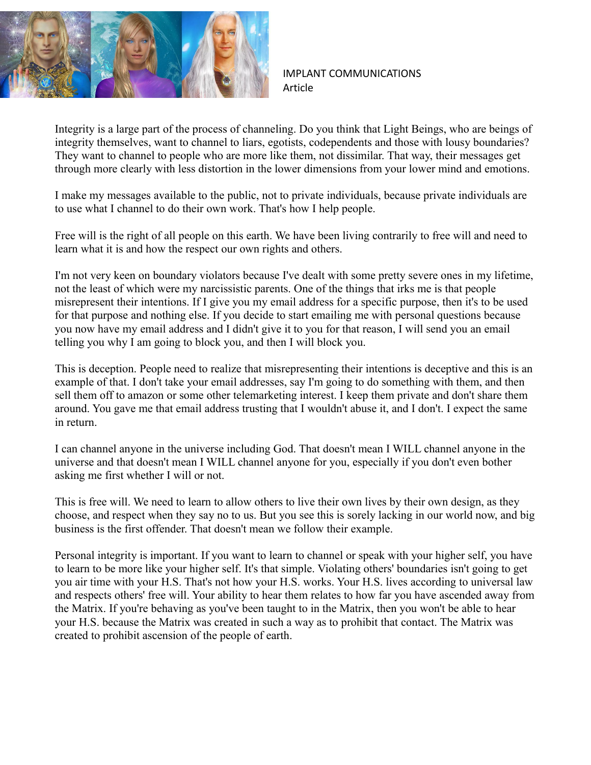IMPLANT COMMUNICATIONS
Article

Integrity is a large part of the process of channeling. Do you think that Light Beings, who are beings of integrity themselves, want to channel to liars, egotists, codependents and those with lousy boundaries? They want to channel to people who are more like them, not dissimilar. That way, their messages get through more clearly with less distortion in the lower dimensions from your lower mind and emotions.

I make my messages available to the public, not to private individuals, because private individuals are to use what I channel to do their own work. That's how I help people.

Free will is the right of all people on this earth. We have been living contrarily to free will and need to learn what it is and how the respect our own rights and others.

I'm not very keen on boundary violators because I've dealt with some pretty severe ones in my lifetime, not the least of which were my narcissistic parents. One of the things that irks me is that people misrepresent their intentions. If I give you my email address for a specific purpose, then it's to be used for that purpose and nothing else. If you decide to start emailing me with personal questions because you now have my email address and I didn't give it to you for that reason, I will send you an email telling you why I am going to block you, and then I will block you.

This is deception. People need to realize that misrepresenting their intentions is deceptive and this is an example of that. I don't take your email addresses, say I'm going to do something with them, and then sell them off to amazon or some other telemarketing interest. I keep them private and don't share them around. You gave me that email address trusting that I wouldn't abuse it, and I don't. I expect the same in return.

I can channel anyone in the universe including God. That doesn't mean I WILL channel anyone in the universe and that doesn't mean I WILL channel anyone for you, especially if you don't even bother asking me first whether I will or not.

This is free will. We need to learn to allow others to live their own lives by their own design, as they choose, and respect when they say no to us. But you see this is sorely lacking in our world now, and big business is the first offender. That doesn't mean we follow their example.

Personal integrity is important. If you want to learn to channel or speak with your higher self, you have to learn to be more like your higher self. It's that simple. Violating others' boundaries isn't going to get you air time with your H.S. That's not how your H.S. works. Your H.S. lives according to universal law and respects others' free will. Your ability to hear them relates to how far you have ascended away from the Matrix. If you're behaving as you've been taught to in the Matrix, then you won't be able to hear your H.S. because the Matrix was created in such a way as to prohibit that contact. The Matrix was created to prohibit ascension of the people of earth.